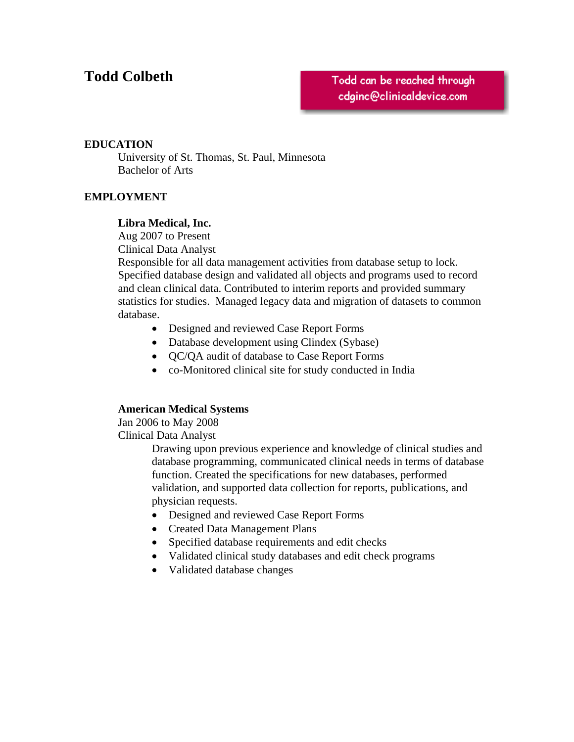# Todd Colbeth

Todd can be reached through cdginc@clinicaldevice.com

## EDUCATION

University of St. Thomas, St. Paul, Minnesota
Bachelor of Arts

## EMPLOYMENT

**Libra Medical, Inc.**
Aug 2007 to Present
Clinical Data Analyst
Responsible for all data management activities from database setup to lock. Specified database design and validated all objects and programs used to record and clean clinical data. Contributed to interim reports and provided summary statistics for studies. Managed legacy data and migration of datasets to common database.

- Designed and reviewed Case Report Forms
- Database development using Clindex (Sybase)
- QC/QA audit of database to Case Report Forms
- co-Monitored clinical site for study conducted in India

**American Medical Systems**
Jan 2006 to May 2008
Clinical Data Analyst
Drawing upon previous experience and knowledge of clinical studies and database programming, communicated clinical needs in terms of database function. Created the specifications for new databases, performed validation, and supported data collection for reports, publications, and physician requests.

- Designed and reviewed Case Report Forms
- Created Data Management Plans
- Specified database requirements and edit checks
- Validated clinical study databases and edit check programs
- Validated database changes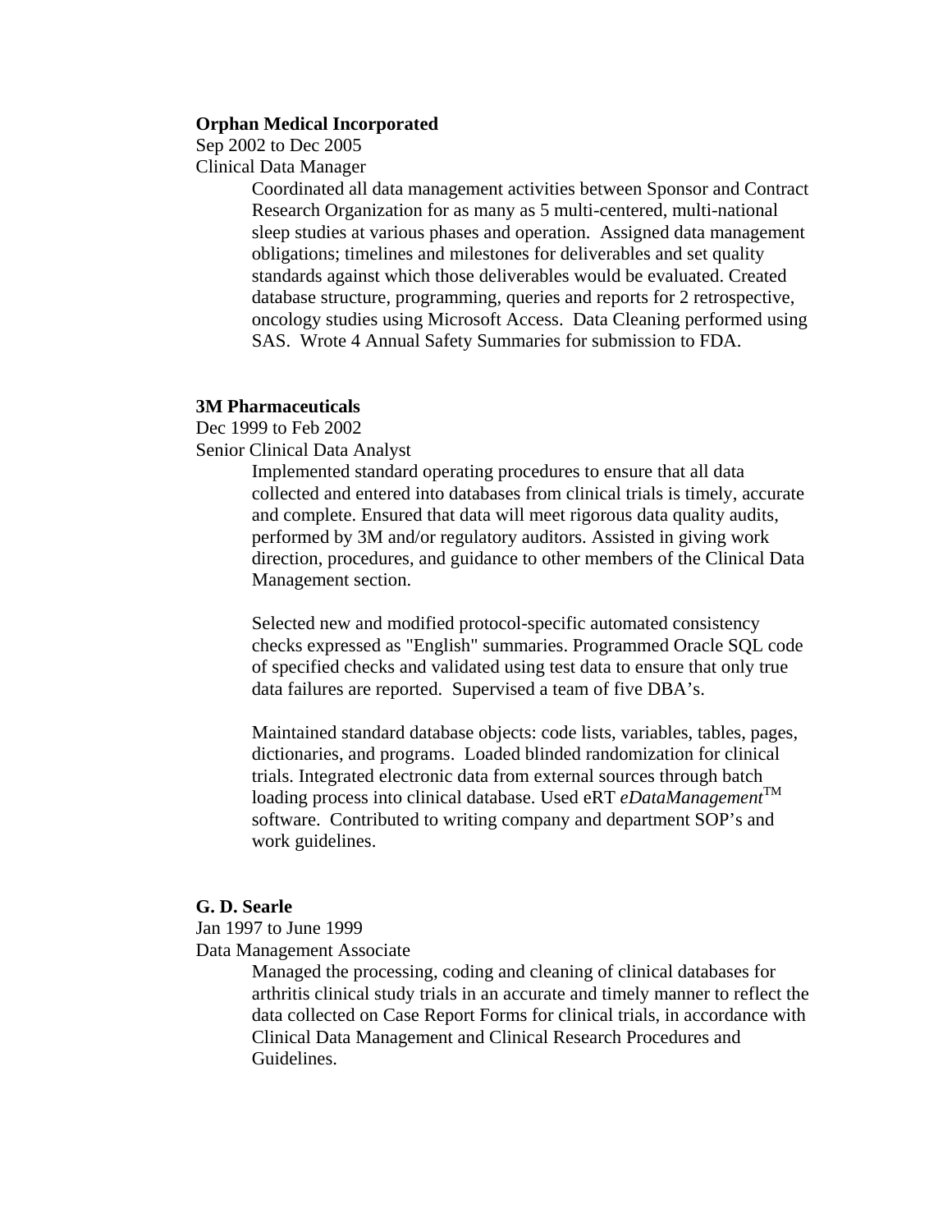**Orphan Medical Incorporated**
Sep 2002 to Dec 2005
Clinical Data Manager

Coordinated all data management activities between Sponsor and Contract Research Organization for as many as 5 multi-centered, multi-national sleep studies at various phases and operation. Assigned data management obligations; timelines and milestones for deliverables and set quality standards against which those deliverables would be evaluated. Created database structure, programming, queries and reports for 2 retrospective, oncology studies using Microsoft Access. Data Cleaning performed using SAS. Wrote 4 Annual Safety Summaries for submission to FDA.

**3M Pharmaceuticals**
Dec 1999 to Feb 2002
Senior Clinical Data Analyst

Implemented standard operating procedures to ensure that all data collected and entered into databases from clinical trials is timely, accurate and complete. Ensured that data will meet rigorous data quality audits, performed by 3M and/or regulatory auditors. Assisted in giving work direction, procedures, and guidance to other members of the Clinical Data Management section.

Selected new and modified protocol-specific automated consistency checks expressed as "English" summaries. Programmed Oracle SQL code of specified checks and validated using test data to ensure that only true data failures are reported. Supervised a team of five DBA's.

Maintained standard database objects: code lists, variables, tables, pages, dictionaries, and programs. Loaded blinded randomization for clinical trials. Integrated electronic data from external sources through batch loading process into clinical database. Used eRT *eDataManagement*™ software. Contributed to writing company and department SOP's and work guidelines.

**G. D. Searle**
Jan 1997 to June 1999
Data Management Associate

Managed the processing, coding and cleaning of clinical databases for arthritis clinical study trials in an accurate and timely manner to reflect the data collected on Case Report Forms for clinical trials, in accordance with Clinical Data Management and Clinical Research Procedures and Guidelines.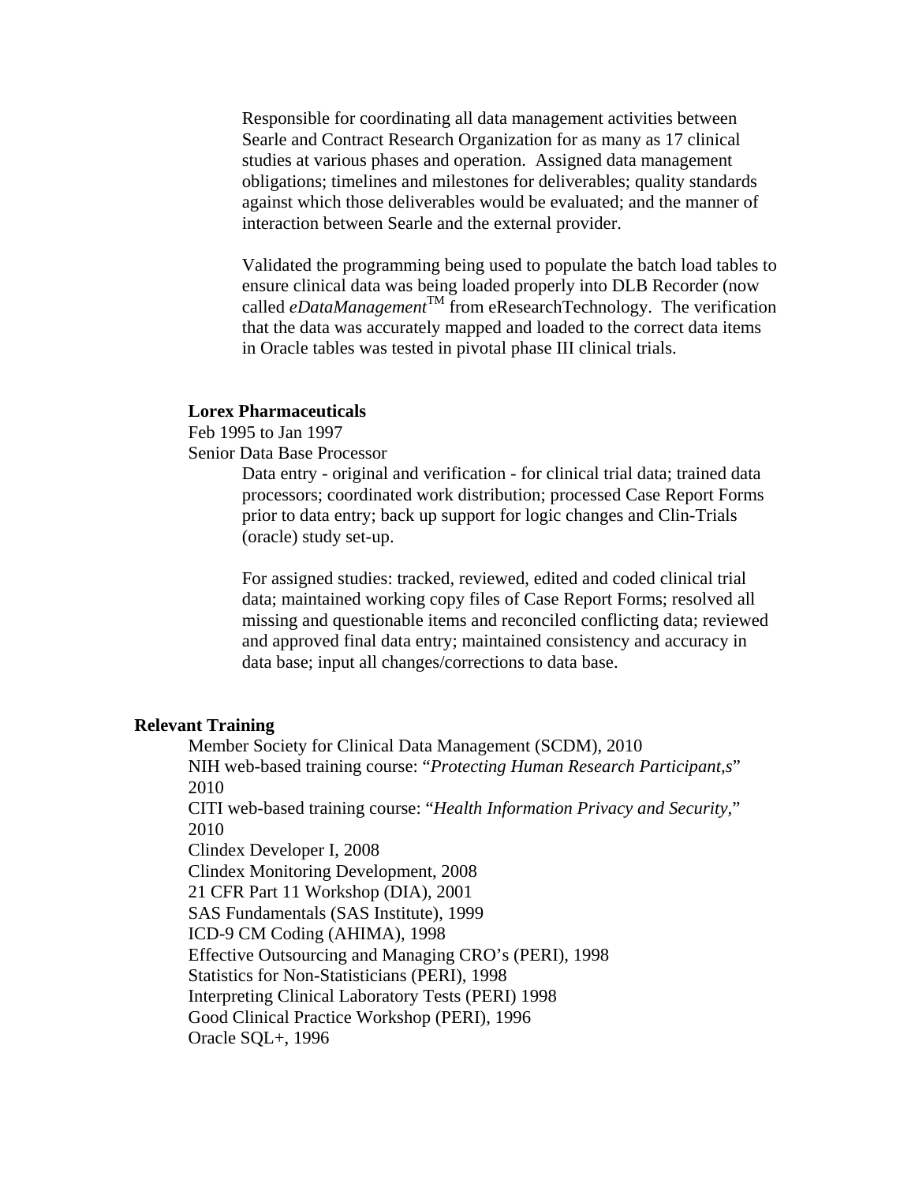Responsible for coordinating all data management activities between Searle and Contract Research Organization for as many as 17 clinical studies at various phases and operation. Assigned data management obligations; timelines and milestones for deliverables; quality standards against which those deliverables would be evaluated; and the manner of interaction between Searle and the external provider.

Validated the programming being used to populate the batch load tables to ensure clinical data was being loaded properly into DLB Recorder (now called *eDataManagement*™ from eResearchTechnology. The verification that the data was accurately mapped and loaded to the correct data items in Oracle tables was tested in pivotal phase III clinical trials.

**Lorex Pharmaceuticals**
Feb 1995 to Jan 1997
Senior Data Base Processor

Data entry - original and verification - for clinical trial data; trained data processors; coordinated work distribution; processed Case Report Forms prior to data entry; back up support for logic changes and Clin-Trials (oracle) study set-up.

For assigned studies: tracked, reviewed, edited and coded clinical trial data; maintained working copy files of Case Report Forms; resolved all missing and questionable items and reconciled conflicting data; reviewed and approved final data entry; maintained consistency and accuracy in data base; input all changes/corrections to data base.

**Relevant Training**

Member Society for Clinical Data Management (SCDM), 2010
NIH web-based training course: "*Protecting Human Research Participant,s*" 2010
CITI web-based training course: "*Health Information Privacy and Security*," 2010
Clindex Developer I, 2008
Clindex Monitoring Development, 2008
21 CFR Part 11 Workshop (DIA), 2001
SAS Fundamentals (SAS Institute), 1999
ICD-9 CM Coding (AHIMA), 1998
Effective Outsourcing and Managing CRO's (PERI), 1998
Statistics for Non-Statisticians (PERI), 1998
Interpreting Clinical Laboratory Tests (PERI) 1998
Good Clinical Practice Workshop (PERI), 1996
Oracle SQL+, 1996